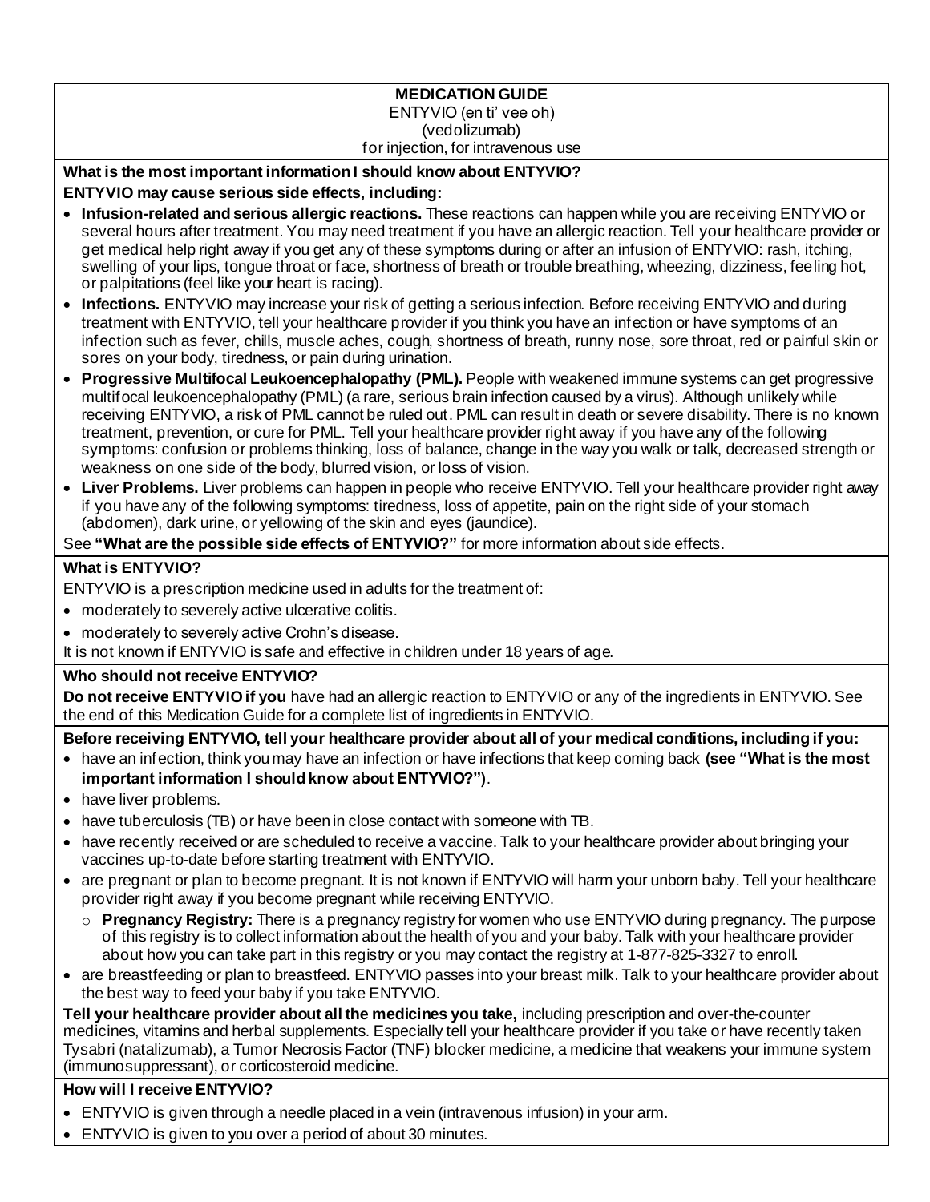# MEDICATION GUIDE

ENTYVIO (en ti' vee oh)
(vedolizumab)
for injection, for intravenous use

## What is the most important information I should know about ENTYVIO?

**ENTYVIO may cause serious side effects, including:**

- **Infusion-related and serious allergic reactions.** These reactions can happen while you are receiving ENTYVIO or several hours after treatment. You may need treatment if you have an allergic reaction. Tell your healthcare provider or get medical help right away if you get any of these symptoms during or after an infusion of ENTYVIO: rash, itching, swelling of your lips, tongue throat or face, shortness of breath or trouble breathing, wheezing, dizziness, feeling hot, or palpitations (feel like your heart is racing).
- **Infections.** ENTYVIO may increase your risk of getting a serious infection. Before receiving ENTYVIO and during treatment with ENTYVIO, tell your healthcare provider if you think you have an infection or have symptoms of an infection such as fever, chills, muscle aches, cough, shortness of breath, runny nose, sore throat, red or painful skin or sores on your body, tiredness, or pain during urination.
- **Progressive Multifocal Leukoencephalopathy (PML).** People with weakened immune systems can get progressive multifocal leukoencephalopathy (PML) (a rare, serious brain infection caused by a virus). Although unlikely while receiving ENTYVIO, a risk of PML cannot be ruled out. PML can result in death or severe disability. There is no known treatment, prevention, or cure for PML. Tell your healthcare provider right away if you have any of the following symptoms: confusion or problems thinking, loss of balance, change in the way you walk or talk, decreased strength or weakness on one side of the body, blurred vision, or loss of vision.
- **Liver Problems.** Liver problems can happen in people who receive ENTYVIO. Tell your healthcare provider right away if you have any of the following symptoms: tiredness, loss of appetite, pain on the right side of your stomach (abdomen), dark urine, or yellowing of the skin and eyes (jaundice).

See **"What are the possible side effects of ENTYVIO?"** for more information about side effects.

## What is ENTYVIO?

ENTYVIO is a prescription medicine used in adults for the treatment of:

- moderately to severely active ulcerative colitis.
- moderately to severely active Crohn's disease.

It is not known if ENTYVIO is safe and effective in children under 18 years of age.

## Who should not receive ENTYVIO?

**Do not receive ENTYVIO if you** have had an allergic reaction to ENTYVIO or any of the ingredients in ENTYVIO. See the end of this Medication Guide for a complete list of ingredients in ENTYVIO.

**Before receiving ENTYVIO, tell your healthcare provider about all of your medical conditions, including if you:**

- have an infection, think you may have an infection or have infections that keep coming back **(see "What is the most important information I should know about ENTYVIO?")**.
- have liver problems.
- have tuberculosis (TB) or have been in close contact with someone with TB.
- have recently received or are scheduled to receive a vaccine. Talk to your healthcare provider about bringing your vaccines up-to-date before starting treatment with ENTYVIO.
- are pregnant or plan to become pregnant. It is not known if ENTYVIO will harm your unborn baby. Tell your healthcare provider right away if you become pregnant while receiving ENTYVIO.
  - **Pregnancy Registry:** There is a pregnancy registry for women who use ENTYVIO during pregnancy. The purpose of this registry is to collect information about the health of you and your baby. Talk with your healthcare provider about how you can take part in this registry or you may contact the registry at 1-877-825-3327 to enroll.
- are breastfeeding or plan to breastfeed. ENTYVIO passes into your breast milk. Talk to your healthcare provider about the best way to feed your baby if you take ENTYVIO.

**Tell your healthcare provider about all the medicines you take,** including prescription and over-the-counter medicines, vitamins and herbal supplements. Especially tell your healthcare provider if you take or have recently taken Tysabri (natalizumab), a Tumor Necrosis Factor (TNF) blocker medicine, a medicine that weakens your immune system (immunosuppressant), or corticosteroid medicine.

## How will I receive ENTYVIO?

- ENTYVIO is given through a needle placed in a vein (intravenous infusion) in your arm.
- ENTYVIO is given to you over a period of about 30 minutes.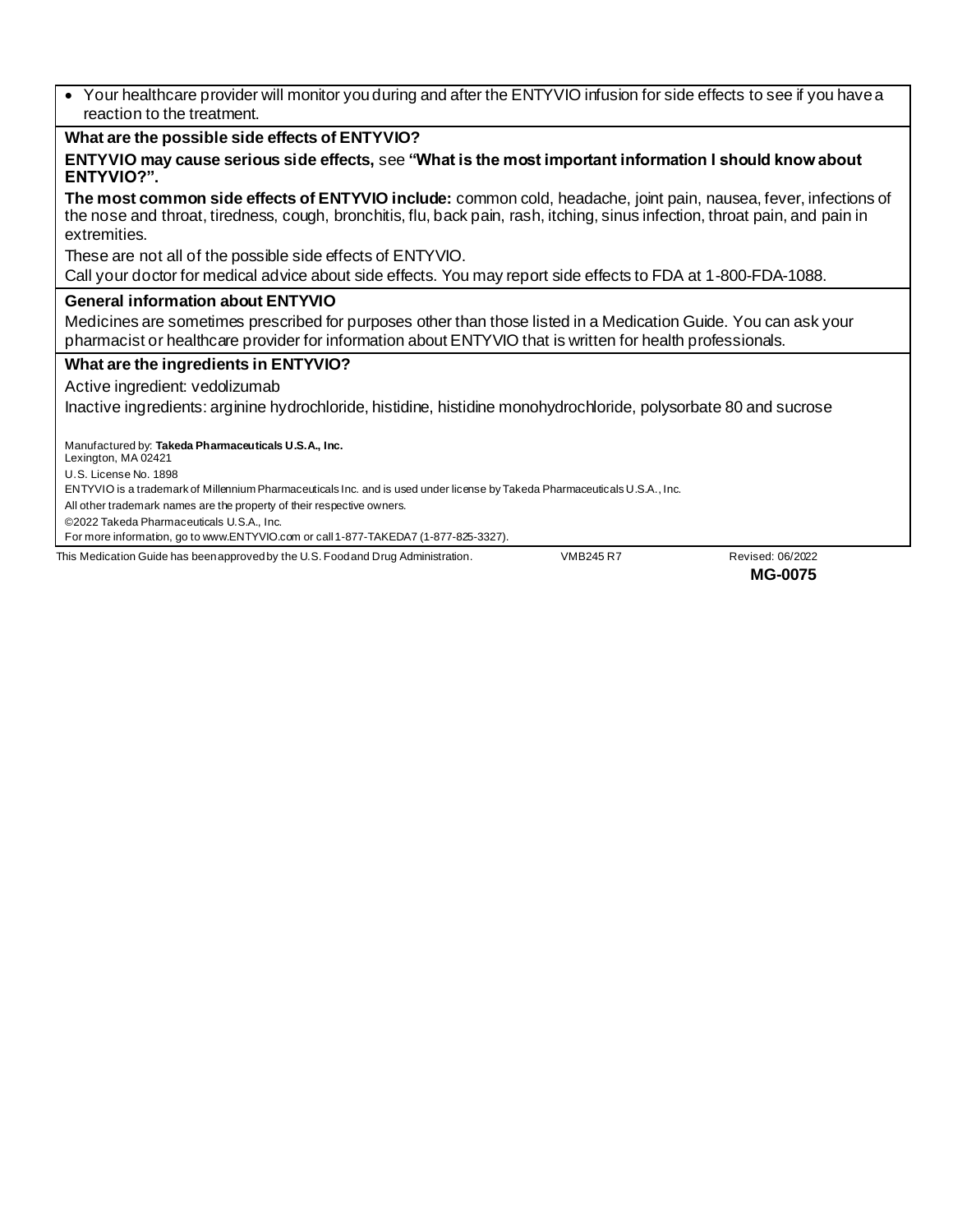- Your healthcare provider will monitor you during and after the ENTYVIO infusion for side effects to see if you have a reaction to the treatment.

**What are the possible side effects of ENTYVIO?**

**ENTYVIO may cause serious side effects,** see **"What is the most important information I should know about ENTYVIO?".**

**The most common side effects of ENTYVIO include:** common cold, headache, joint pain, nausea, fever, infections of the nose and throat, tiredness, cough, bronchitis, flu, back pain, rash, itching, sinus infection, throat pain, and pain in extremities.

These are not all of the possible side effects of ENTYVIO.

Call your doctor for medical advice about side effects. You may report side effects to FDA at 1-800-FDA-1088.

**General information about ENTYVIO**

Medicines are sometimes prescribed for purposes other than those listed in a Medication Guide. You can ask your pharmacist or healthcare provider for information about ENTYVIO that is written for health professionals.

**What are the ingredients in ENTYVIO?**

Active ingredient: vedolizumab

Inactive ingredients: arginine hydrochloride, histidine, histidine monohydrochloride, polysorbate 80 and sucrose

Manufactured by: **Takeda Pharmaceuticals U.S.A., Inc.**
Lexington, MA 02421

U.S. License No. 1898

ENTYVIO is a trademark of Millennium Pharmaceuticals Inc. and is used under license by Takeda Pharmaceuticals U.S.A., Inc.

All other trademark names are the property of their respective owners.

©2022 Takeda Pharmaceuticals U.S.A., Inc.

For more information, go to www.ENTYVIO.com or call 1-877-TAKEDA7 (1-877-825-3327).

This Medication Guide has been approved by the U.S. Food and Drug Administration. VMB245 R7 Revised: 06/2022

**MG-0075**